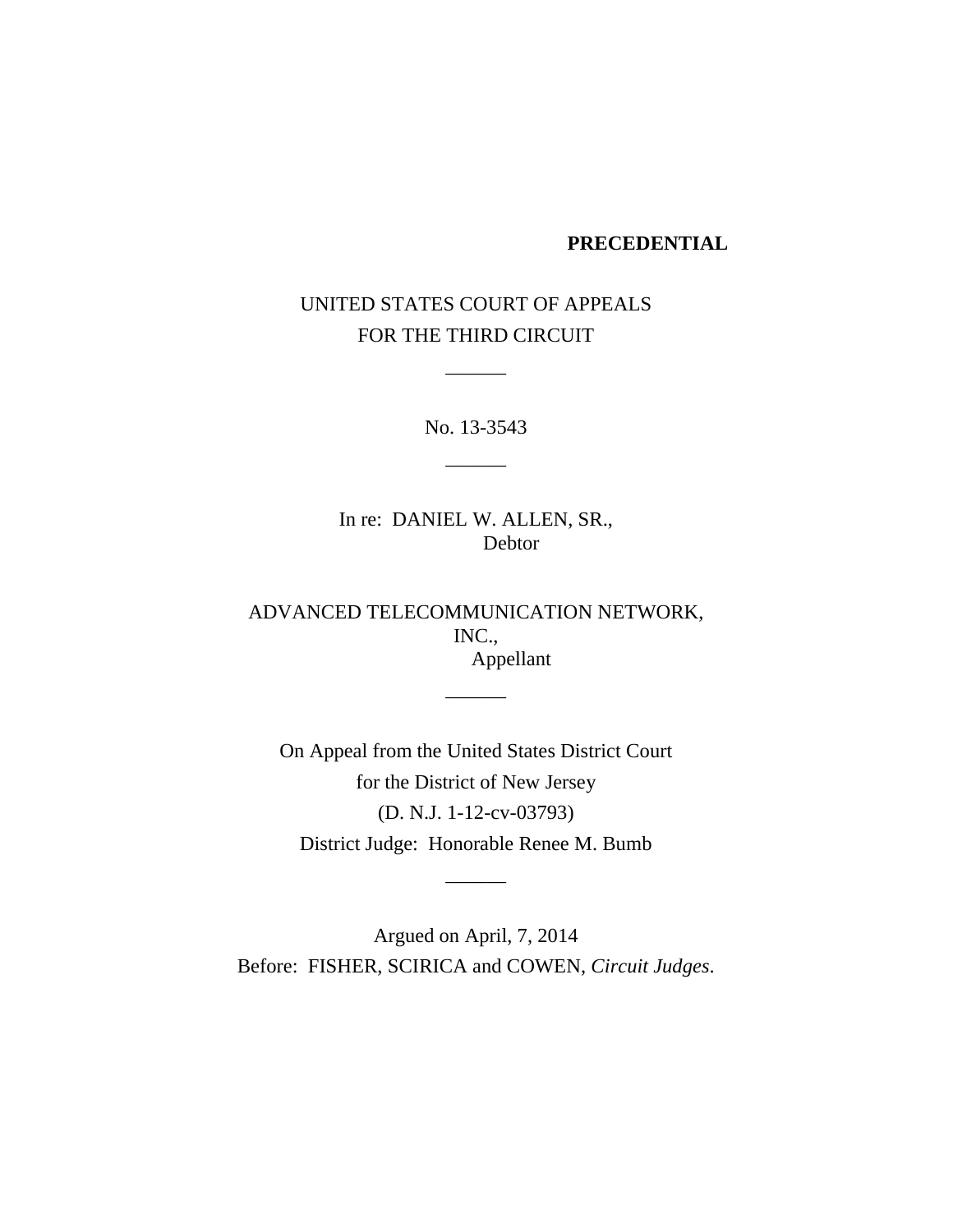**PRECEDENTIAL**

UNITED STATES COURT OF APPEALS
FOR THE THIRD CIRCUIT

\_\_\_\_\_\_

No. 13-3543

\_\_\_\_\_\_

In re: DANIEL W. ALLEN, SR.,
Debtor

ADVANCED TELECOMMUNICATION NETWORK, INC.,
Appellant

\_\_\_\_\_\_

On Appeal from the United States District Court
for the District of New Jersey
(D. N.J. 1-12-cv-03793)
District Judge: Honorable Renee M. Bumb

\_\_\_\_\_\_

Argued on April, 7, 2014
Before: FISHER, SCIRICA and COWEN, *Circuit Judges*.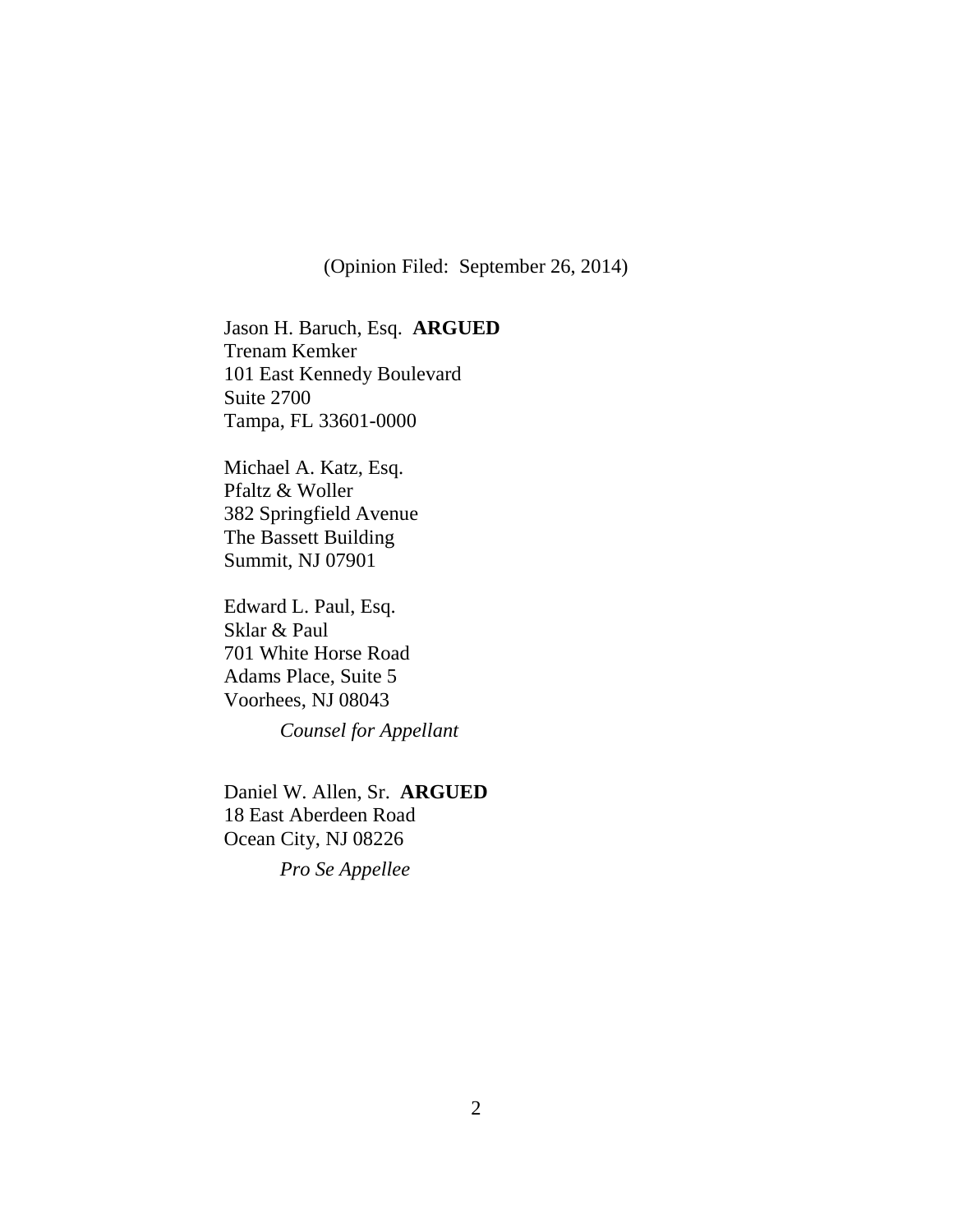(Opinion Filed: September 26, 2014)

Jason H. Baruch, Esq. **ARGUED**
Trenam Kemker
101 East Kennedy Boulevard
Suite 2700
Tampa, FL 33601-0000

Michael A. Katz, Esq.
Pfaltz & Woller
382 Springfield Avenue
The Bassett Building
Summit, NJ 07901

Edward L. Paul, Esq.
Sklar & Paul
701 White Horse Road
Adams Place, Suite 5
Voorhees, NJ 08043

*Counsel for Appellant*

Daniel W. Allen, Sr. **ARGUED**
18 East Aberdeen Road
Ocean City, NJ 08226

*Pro Se Appellee*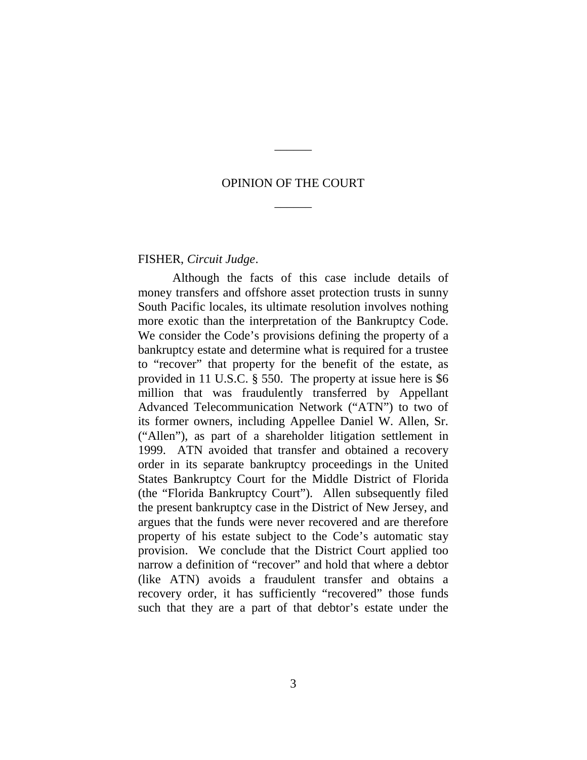______

OPINION OF THE COURT

______

FISHER, *Circuit Judge*.

Although the facts of this case include details of money transfers and offshore asset protection trusts in sunny South Pacific locales, its ultimate resolution involves nothing more exotic than the interpretation of the Bankruptcy Code. We consider the Code's provisions defining the property of a bankruptcy estate and determine what is required for a trustee to "recover" that property for the benefit of the estate, as provided in 11 U.S.C. § 550. The property at issue here is $6 million that was fraudulently transferred by Appellant Advanced Telecommunication Network ("ATN") to two of its former owners, including Appellee Daniel W. Allen, Sr. ("Allen"), as part of a shareholder litigation settlement in 1999. ATN avoided that transfer and obtained a recovery order in its separate bankruptcy proceedings in the United States Bankruptcy Court for the Middle District of Florida (the "Florida Bankruptcy Court"). Allen subsequently filed the present bankruptcy case in the District of New Jersey, and argues that the funds were never recovered and are therefore property of his estate subject to the Code's automatic stay provision. We conclude that the District Court applied too narrow a definition of "recover" and hold that where a debtor (like ATN) avoids a fraudulent transfer and obtains a recovery order, it has sufficiently "recovered" those funds such that they are a part of that debtor's estate under the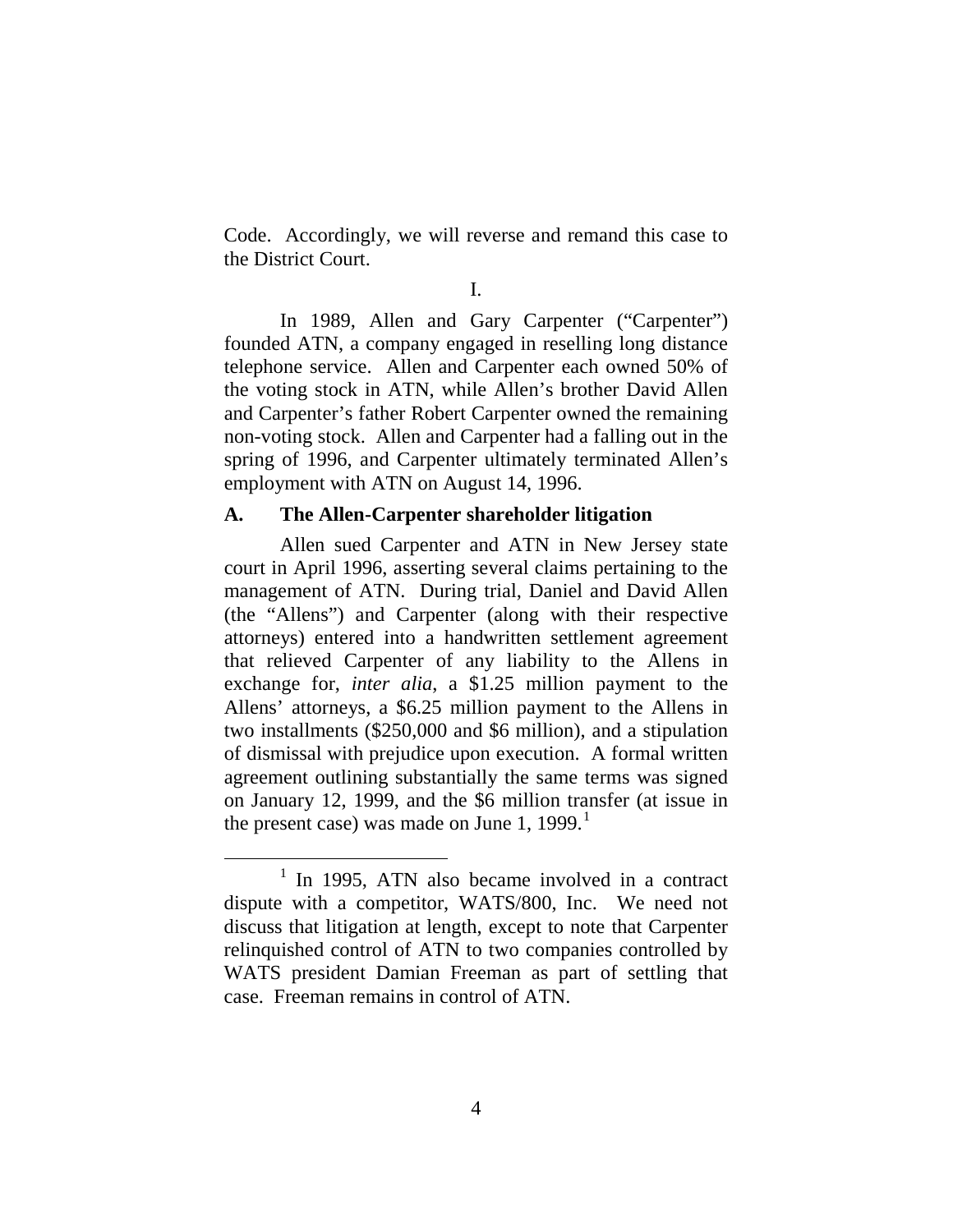Code. Accordingly, we will reverse and remand this case to the District Court.

I.

In 1989, Allen and Gary Carpenter ("Carpenter") founded ATN, a company engaged in reselling long distance telephone service. Allen and Carpenter each owned 50% of the voting stock in ATN, while Allen's brother David Allen and Carpenter's father Robert Carpenter owned the remaining non-voting stock. Allen and Carpenter had a falling out in the spring of 1996, and Carpenter ultimately terminated Allen's employment with ATN on August 14, 1996.

### A. The Allen-Carpenter shareholder litigation

Allen sued Carpenter and ATN in New Jersey state court in April 1996, asserting several claims pertaining to the management of ATN. During trial, Daniel and David Allen (the "Allens") and Carpenter (along with their respective attorneys) entered into a handwritten settlement agreement that relieved Carpenter of any liability to the Allens in exchange for, *inter alia*, a $1.25 million payment to the Allens' attorneys, a $6.25 million payment to the Allens in two installments ($250,000 and $6 million), and a stipulation of dismissal with prejudice upon execution. A formal written agreement outlining substantially the same terms was signed on January 12, 1999, and the $6 million transfer (at issue in the present case) was made on June 1, 1999.[1]

[1] In 1995, ATN also became involved in a contract dispute with a competitor, WATS/800, Inc. We need not discuss that litigation at length, except to note that Carpenter relinquished control of ATN to two companies controlled by WATS president Damian Freeman as part of settling that case. Freeman remains in control of ATN.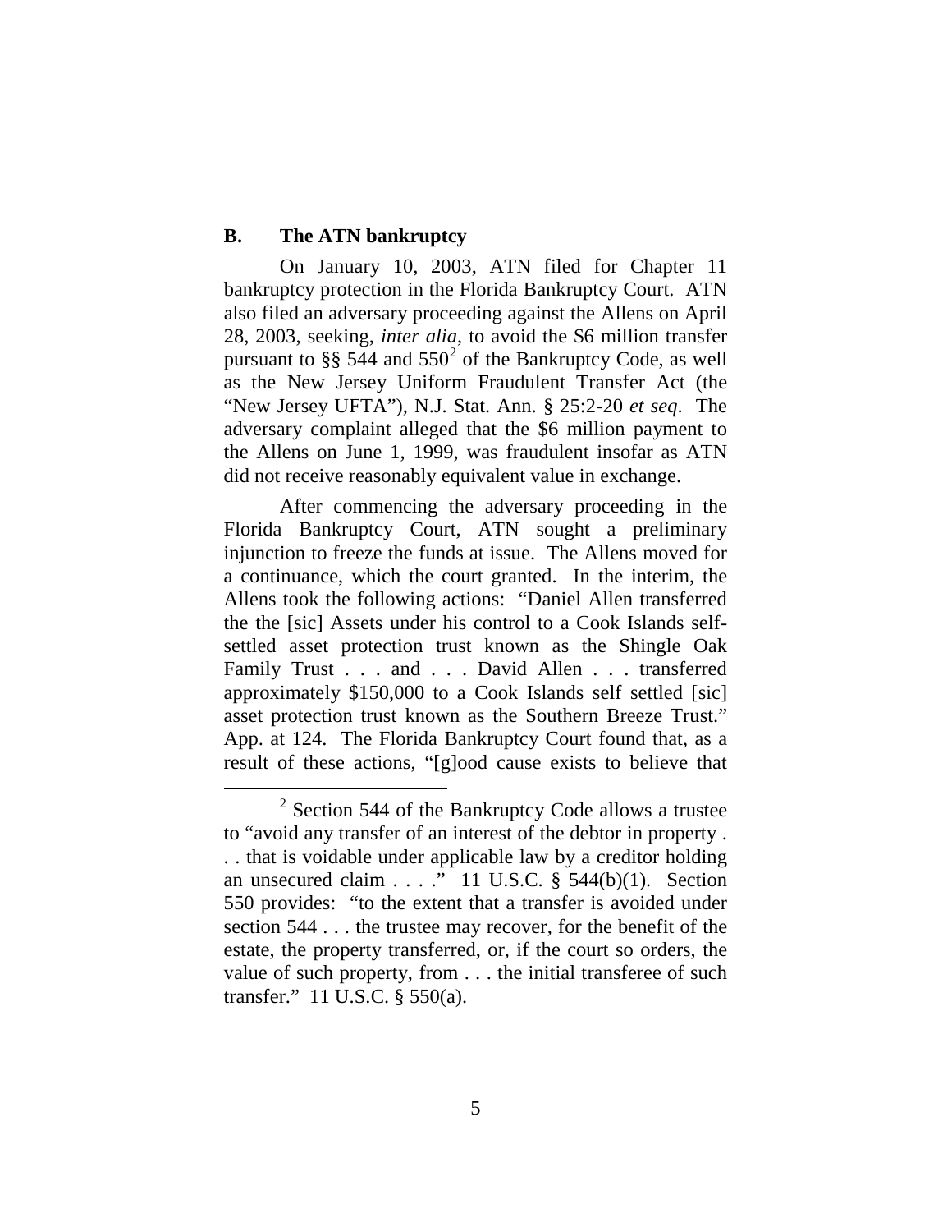### B. The ATN bankruptcy

On January 10, 2003, ATN filed for Chapter 11 bankruptcy protection in the Florida Bankruptcy Court. ATN also filed an adversary proceeding against the Allens on April 28, 2003, seeking, *inter alia*, to avoid the $6 million transfer pursuant to §§ 544 and 550[2] of the Bankruptcy Code, as well as the New Jersey Uniform Fraudulent Transfer Act (the "New Jersey UFTA"), N.J. Stat. Ann. § 25:2-20 *et seq*. The adversary complaint alleged that the $6 million payment to the Allens on June 1, 1999, was fraudulent insofar as ATN did not receive reasonably equivalent value in exchange.

After commencing the adversary proceeding in the Florida Bankruptcy Court, ATN sought a preliminary injunction to freeze the funds at issue. The Allens moved for a continuance, which the court granted. In the interim, the Allens took the following actions: "Daniel Allen transferred the the [sic] Assets under his control to a Cook Islands self-settled asset protection trust known as the Shingle Oak Family Trust . . . and . . . David Allen . . . transferred approximately $150,000 to a Cook Islands self settled [sic] asset protection trust known as the Southern Breeze Trust." App. at 124. The Florida Bankruptcy Court found that, as a result of these actions, "[g]ood cause exists to believe that

---

[2] Section 544 of the Bankruptcy Code allows a trustee to "avoid any transfer of an interest of the debtor in property . . . that is voidable under applicable law by a creditor holding an unsecured claim . . . ." 11 U.S.C. § 544(b)(1). Section 550 provides: "to the extent that a transfer is avoided under section 544 . . . the trustee may recover, for the benefit of the estate, the property transferred, or, if the court so orders, the value of such property, from . . . the initial transferee of such transfer." 11 U.S.C. § 550(a).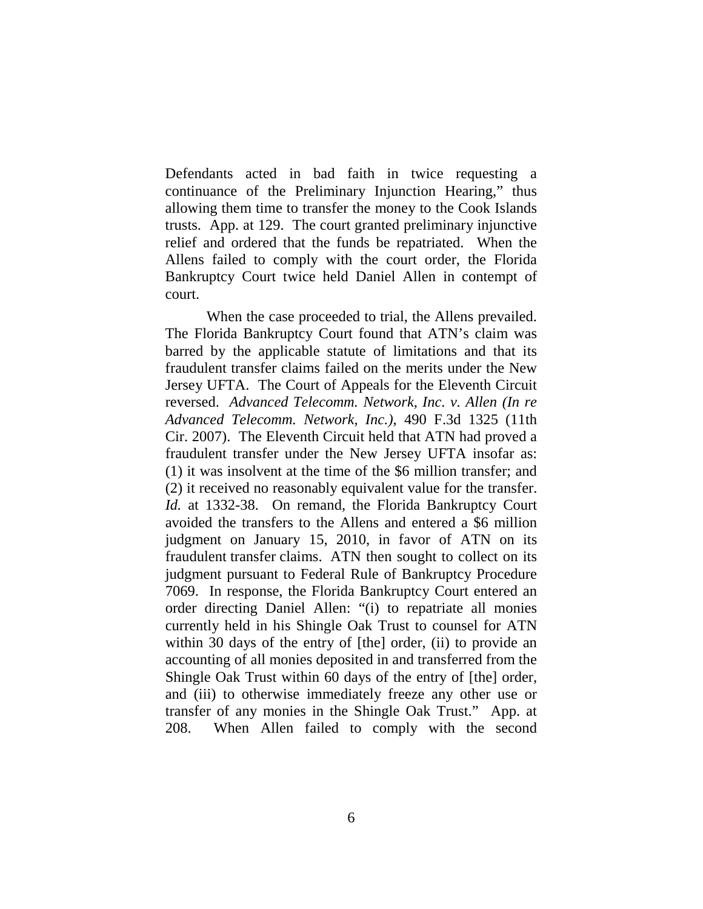Defendants acted in bad faith in twice requesting a continuance of the Preliminary Injunction Hearing," thus allowing them time to transfer the money to the Cook Islands trusts. App. at 129. The court granted preliminary injunctive relief and ordered that the funds be repatriated. When the Allens failed to comply with the court order, the Florida Bankruptcy Court twice held Daniel Allen in contempt of court.

When the case proceeded to trial, the Allens prevailed. The Florida Bankruptcy Court found that ATN's claim was barred by the applicable statute of limitations and that its fraudulent transfer claims failed on the merits under the New Jersey UFTA. The Court of Appeals for the Eleventh Circuit reversed. *Advanced Telecomm. Network, Inc. v. Allen (In re Advanced Telecomm. Network, Inc.)*, 490 F.3d 1325 (11th Cir. 2007). The Eleventh Circuit held that ATN had proved a fraudulent transfer under the New Jersey UFTA insofar as: (1) it was insolvent at the time of the \$6 million transfer; and (2) it received no reasonably equivalent value for the transfer. *Id.* at 1332-38. On remand, the Florida Bankruptcy Court avoided the transfers to the Allens and entered a \$6 million judgment on January 15, 2010, in favor of ATN on its fraudulent transfer claims. ATN then sought to collect on its judgment pursuant to Federal Rule of Bankruptcy Procedure 7069. In response, the Florida Bankruptcy Court entered an order directing Daniel Allen: "(i) to repatriate all monies currently held in his Shingle Oak Trust to counsel for ATN within 30 days of the entry of [the] order, (ii) to provide an accounting of all monies deposited in and transferred from the Shingle Oak Trust within 60 days of the entry of [the] order, and (iii) to otherwise immediately freeze any other use or transfer of any monies in the Shingle Oak Trust." App. at 208. When Allen failed to comply with the second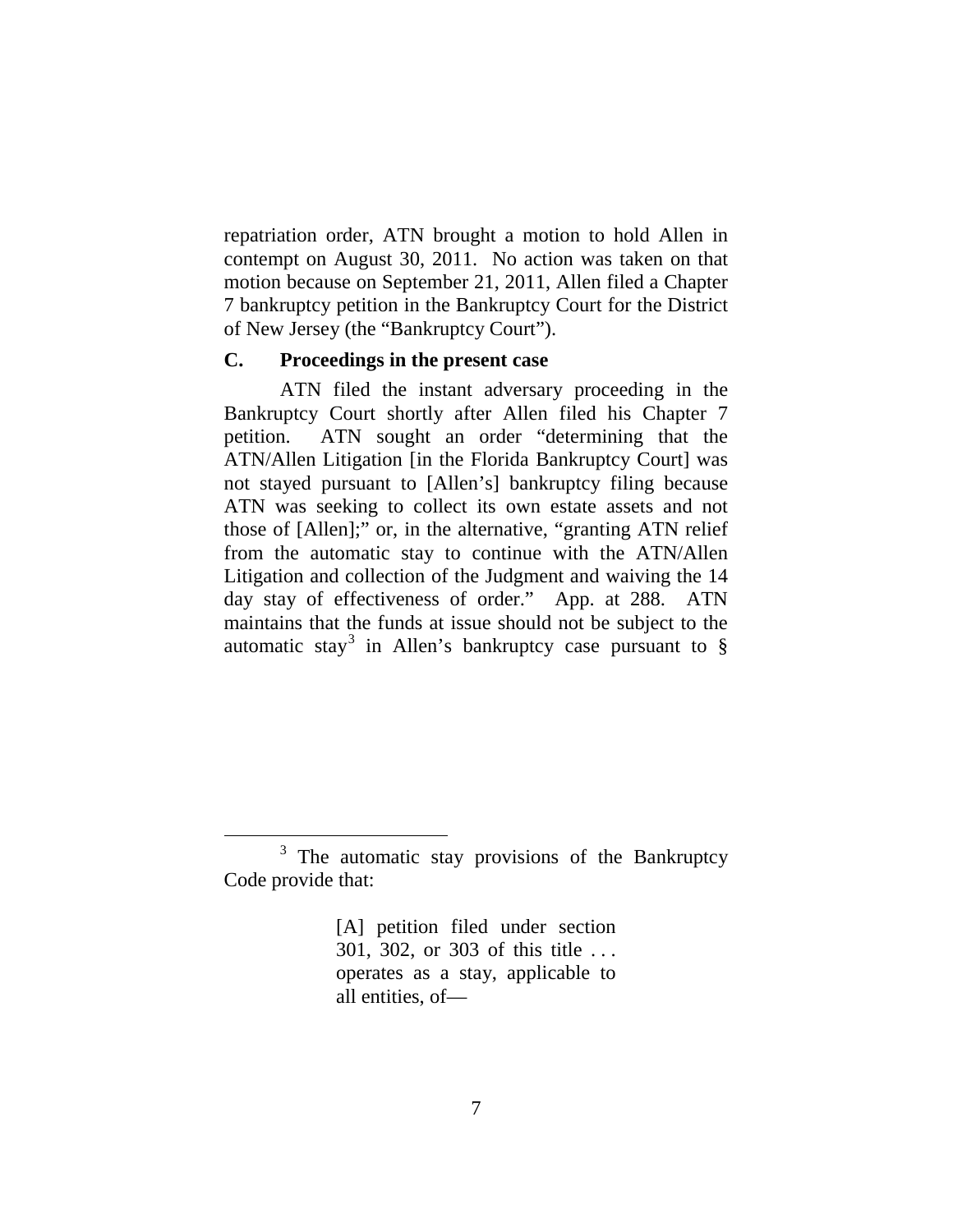repatriation order, ATN brought a motion to hold Allen in contempt on August 30, 2011. No action was taken on that motion because on September 21, 2011, Allen filed a Chapter 7 bankruptcy petition in the Bankruptcy Court for the District of New Jersey (the "Bankruptcy Court").

### C. Proceedings in the present case

ATN filed the instant adversary proceeding in the Bankruptcy Court shortly after Allen filed his Chapter 7 petition. ATN sought an order "determining that the ATN/Allen Litigation [in the Florida Bankruptcy Court] was not stayed pursuant to [Allen's] bankruptcy filing because ATN was seeking to collect its own estate assets and not those of [Allen];" or, in the alternative, "granting ATN relief from the automatic stay to continue with the ATN/Allen Litigation and collection of the Judgment and waiving the 14 day stay of effectiveness of order." App. at 288. ATN maintains that the funds at issue should not be subject to the automatic stay[3] in Allen's bankruptcy case pursuant to §

---

[3] The automatic stay provisions of the Bankruptcy Code provide that:

> [A] petition filed under section 301, 302, or 303 of this title . . . operates as a stay, applicable to all entities, of—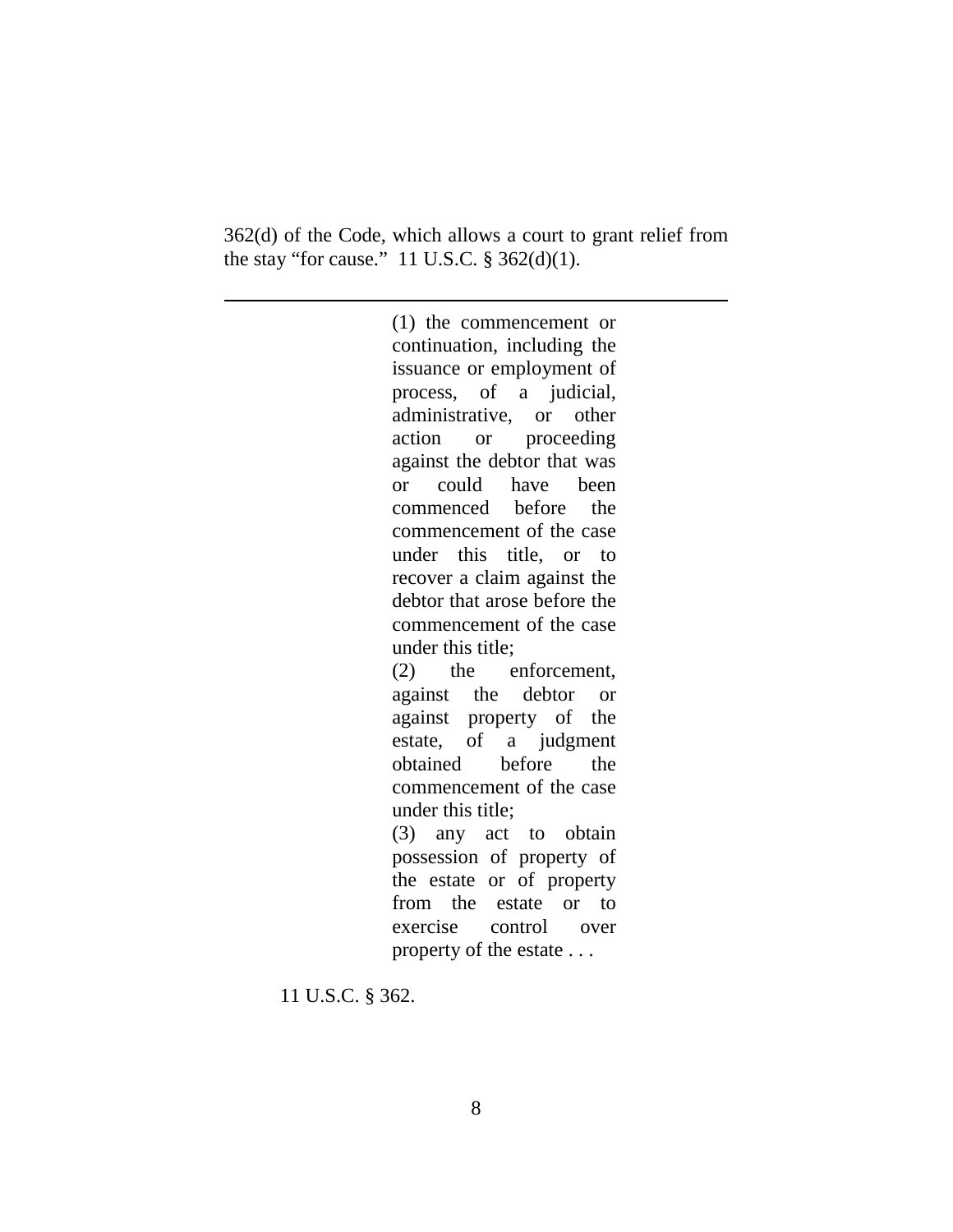362(d) of the Code, which allows a court to grant relief from the stay "for cause." 11 U.S.C. § 362(d)(1).

---

> (1) the commencement or continuation, including the issuance or employment of process, of a judicial, administrative, or other action or proceeding against the debtor that was or could have been commenced before the commencement of the case under this title, or to recover a claim against the debtor that arose before the commencement of the case under this title;
>
> (2) the enforcement, against the debtor or against property of the estate, of a judgment obtained before the commencement of the case under this title;
>
> (3) any act to obtain possession of property of the estate or of property from the estate or to exercise control over property of the estate . . .

11 U.S.C. § 362.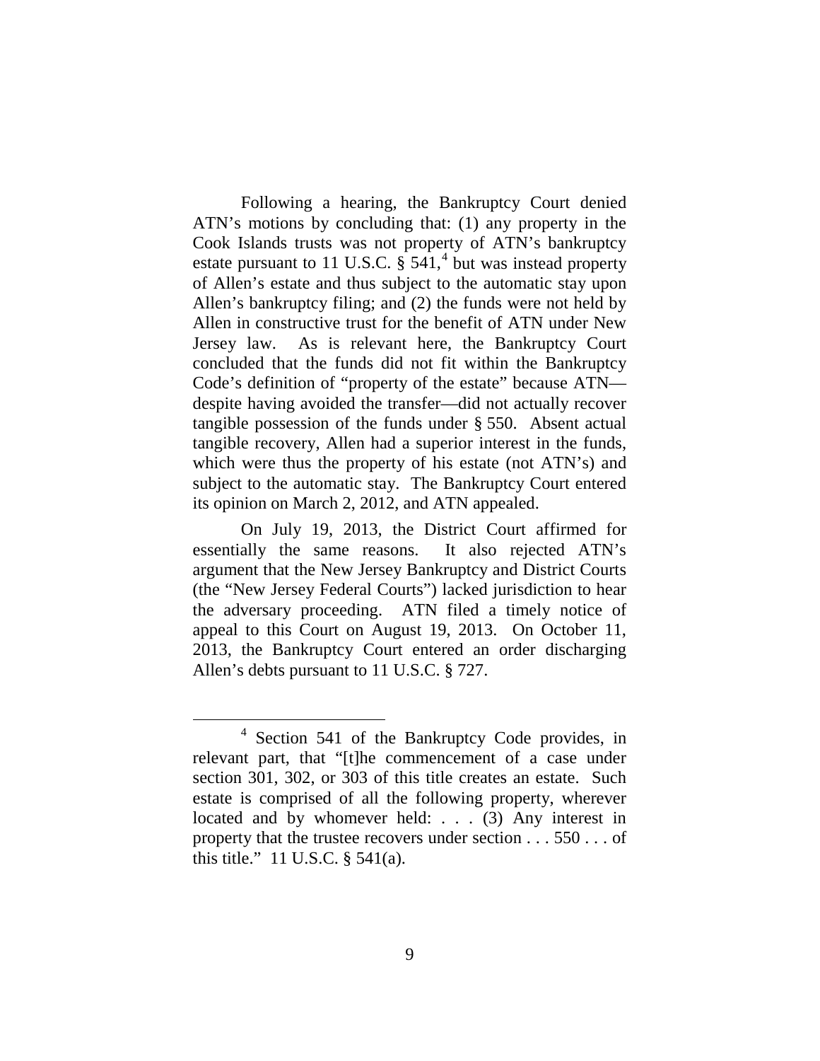Following a hearing, the Bankruptcy Court denied ATN's motions by concluding that: (1) any property in the Cook Islands trusts was not property of ATN's bankruptcy estate pursuant to 11 U.S.C. § 541,[4] but was instead property of Allen's estate and thus subject to the automatic stay upon Allen's bankruptcy filing; and (2) the funds were not held by Allen in constructive trust for the benefit of ATN under New Jersey law. As is relevant here, the Bankruptcy Court concluded that the funds did not fit within the Bankruptcy Code's definition of "property of the estate" because ATN—despite having avoided the transfer—did not actually recover tangible possession of the funds under § 550. Absent actual tangible recovery, Allen had a superior interest in the funds, which were thus the property of his estate (not ATN's) and subject to the automatic stay. The Bankruptcy Court entered its opinion on March 2, 2012, and ATN appealed.

On July 19, 2013, the District Court affirmed for essentially the same reasons. It also rejected ATN's argument that the New Jersey Bankruptcy and District Courts (the "New Jersey Federal Courts") lacked jurisdiction to hear the adversary proceeding. ATN filed a timely notice of appeal to this Court on August 19, 2013. On October 11, 2013, the Bankruptcy Court entered an order discharging Allen's debts pursuant to 11 U.S.C. § 727.

[4] Section 541 of the Bankruptcy Code provides, in relevant part, that "[t]he commencement of a case under section 301, 302, or 303 of this title creates an estate. Such estate is comprised of all the following property, wherever located and by whomever held: . . . (3) Any interest in property that the trustee recovers under section . . . 550 . . . of this title." 11 U.S.C. § 541(a).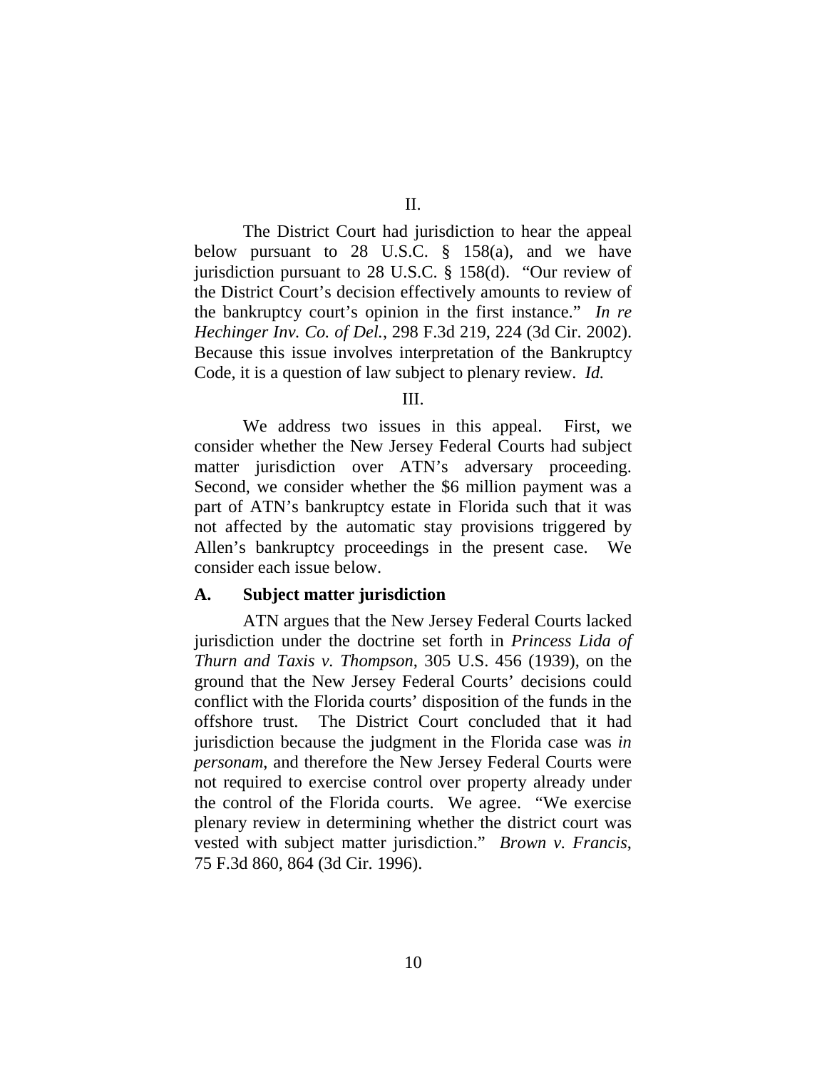## II.

The District Court had jurisdiction to hear the appeal below pursuant to 28 U.S.C. § 158(a), and we have jurisdiction pursuant to 28 U.S.C. § 158(d). "Our review of the District Court's decision effectively amounts to review of the bankruptcy court's opinion in the first instance." *In re Hechinger Inv. Co. of Del.*, 298 F.3d 219, 224 (3d Cir. 2002). Because this issue involves interpretation of the Bankruptcy Code, it is a question of law subject to plenary review. *Id.*

## III.

We address two issues in this appeal. First, we consider whether the New Jersey Federal Courts had subject matter jurisdiction over ATN's adversary proceeding. Second, we consider whether the $6 million payment was a part of ATN's bankruptcy estate in Florida such that it was not affected by the automatic stay provisions triggered by Allen's bankruptcy proceedings in the present case. We consider each issue below.

### A. Subject matter jurisdiction

ATN argues that the New Jersey Federal Courts lacked jurisdiction under the doctrine set forth in *Princess Lida of Thurn and Taxis v. Thompson*, 305 U.S. 456 (1939), on the ground that the New Jersey Federal Courts' decisions could conflict with the Florida courts' disposition of the funds in the offshore trust. The District Court concluded that it had jurisdiction because the judgment in the Florida case was *in personam*, and therefore the New Jersey Federal Courts were not required to exercise control over property already under the control of the Florida courts. We agree. "We exercise plenary review in determining whether the district court was vested with subject matter jurisdiction." *Brown v. Francis*, 75 F.3d 860, 864 (3d Cir. 1996).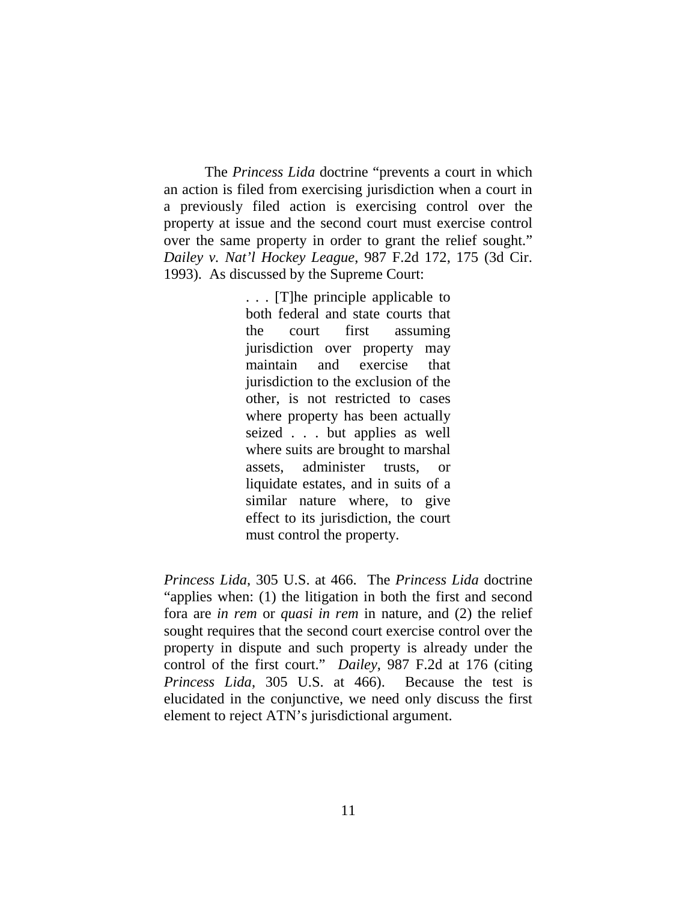The *Princess Lida* doctrine "prevents a court in which an action is filed from exercising jurisdiction when a court in a previously filed action is exercising control over the property at issue and the second court must exercise control over the same property in order to grant the relief sought." *Dailey v. Nat'l Hockey League*, 987 F.2d 172, 175 (3d Cir. 1993). As discussed by the Supreme Court:

> . . . [T]he principle applicable to both federal and state courts that the court first assuming jurisdiction over property may maintain and exercise that jurisdiction to the exclusion of the other, is not restricted to cases where property has been actually seized . . . but applies as well where suits are brought to marshal assets, administer trusts, or liquidate estates, and in suits of a similar nature where, to give effect to its jurisdiction, the court must control the property.

*Princess Lida*, 305 U.S. at 466. The *Princess Lida* doctrine "applies when: (1) the litigation in both the first and second fora are *in rem* or *quasi in rem* in nature, and (2) the relief sought requires that the second court exercise control over the property in dispute and such property is already under the control of the first court." *Dailey*, 987 F.2d at 176 (citing *Princess Lida*, 305 U.S. at 466). Because the test is elucidated in the conjunctive, we need only discuss the first element to reject ATN's jurisdictional argument.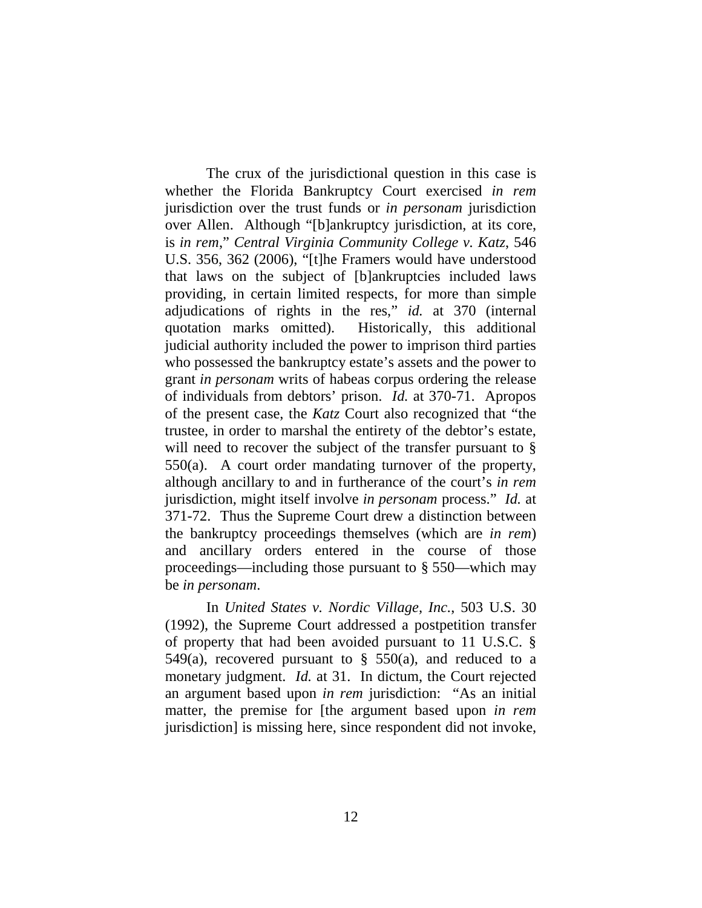The crux of the jurisdictional question in this case is whether the Florida Bankruptcy Court exercised *in rem* jurisdiction over the trust funds or *in personam* jurisdiction over Allen. Although "[b]ankruptcy jurisdiction, at its core, is *in rem*," *Central Virginia Community College v. Katz*, 546 U.S. 356, 362 (2006), "[t]he Framers would have understood that laws on the subject of [b]ankruptcies included laws providing, in certain limited respects, for more than simple adjudications of rights in the res," *id.* at 370 (internal quotation marks omitted). Historically, this additional judicial authority included the power to imprison third parties who possessed the bankruptcy estate's assets and the power to grant *in personam* writs of habeas corpus ordering the release of individuals from debtors' prison. *Id.* at 370-71. Apropos of the present case, the *Katz* Court also recognized that "the trustee, in order to marshal the entirety of the debtor's estate, will need to recover the subject of the transfer pursuant to § 550(a). A court order mandating turnover of the property, although ancillary to and in furtherance of the court's *in rem* jurisdiction, might itself involve *in personam* process." *Id.* at 371-72. Thus the Supreme Court drew a distinction between the bankruptcy proceedings themselves (which are *in rem*) and ancillary orders entered in the course of those proceedings—including those pursuant to § 550—which may be *in personam*.

In *United States v. Nordic Village, Inc.*, 503 U.S. 30 (1992), the Supreme Court addressed a postpetition transfer of property that had been avoided pursuant to 11 U.S.C. § 549(a), recovered pursuant to § 550(a), and reduced to a monetary judgment. *Id.* at 31. In dictum, the Court rejected an argument based upon *in rem* jurisdiction: "As an initial matter, the premise for [the argument based upon *in rem* jurisdiction] is missing here, since respondent did not invoke,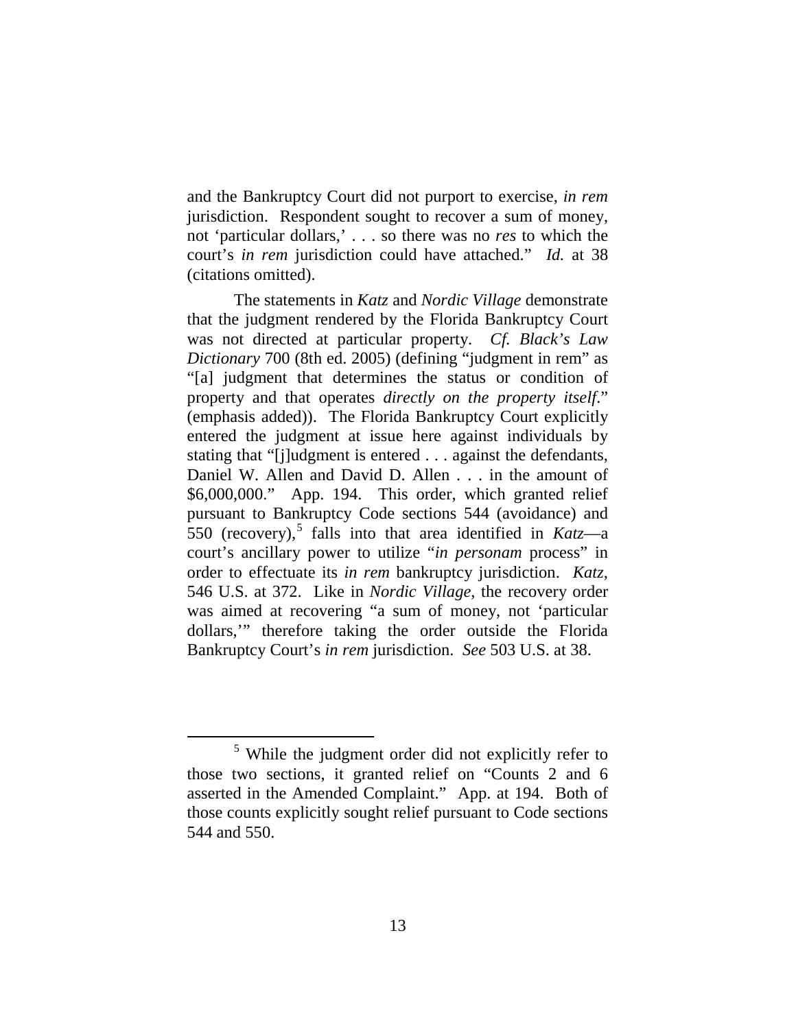and the Bankruptcy Court did not purport to exercise, *in rem* jurisdiction. Respondent sought to recover a sum of money, not 'particular dollars,' . . . so there was no *res* to which the court's *in rem* jurisdiction could have attached." *Id.* at 38 (citations omitted).

The statements in *Katz* and *Nordic Village* demonstrate that the judgment rendered by the Florida Bankruptcy Court was not directed at particular property. *Cf. Black's Law Dictionary* 700 (8th ed. 2005) (defining "judgment in rem" as "[a] judgment that determines the status or condition of property and that operates *directly on the property itself*." (emphasis added)). The Florida Bankruptcy Court explicitly entered the judgment at issue here against individuals by stating that "[j]udgment is entered . . . against the defendants, Daniel W. Allen and David D. Allen . . . in the amount of $6,000,000." App. 194. This order, which granted relief pursuant to Bankruptcy Code sections 544 (avoidance) and 550 (recovery),[5] falls into that area identified in *Katz*—a court's ancillary power to utilize "*in personam* process" in order to effectuate its *in rem* bankruptcy jurisdiction. *Katz*, 546 U.S. at 372. Like in *Nordic Village*, the recovery order was aimed at recovering "a sum of money, not 'particular dollars,'" therefore taking the order outside the Florida Bankruptcy Court's *in rem* jurisdiction. *See* 503 U.S. at 38.

[5] While the judgment order did not explicitly refer to those two sections, it granted relief on "Counts 2 and 6 asserted in the Amended Complaint." App. at 194. Both of those counts explicitly sought relief pursuant to Code sections 544 and 550.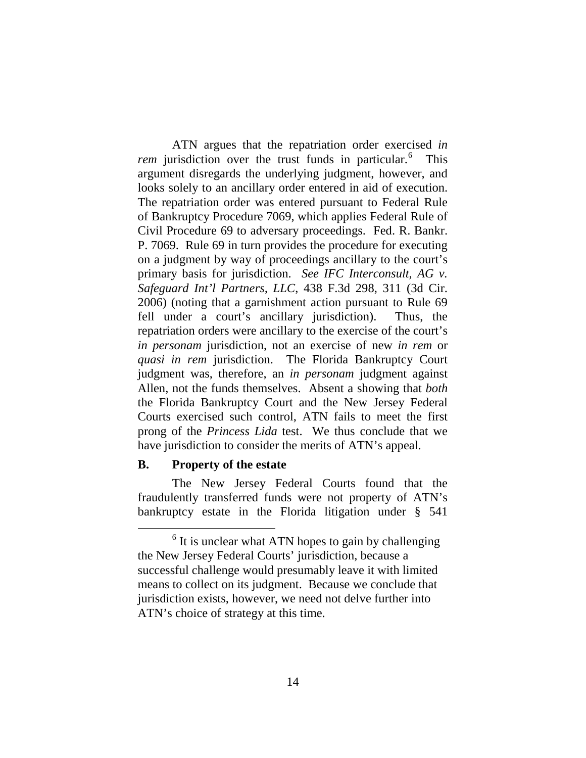ATN argues that the repatriation order exercised *in rem* jurisdiction over the trust funds in particular.[6] This argument disregards the underlying judgment, however, and looks solely to an ancillary order entered in aid of execution. The repatriation order was entered pursuant to Federal Rule of Bankruptcy Procedure 7069, which applies Federal Rule of Civil Procedure 69 to adversary proceedings. Fed. R. Bankr. P. 7069. Rule 69 in turn provides the procedure for executing on a judgment by way of proceedings ancillary to the court's primary basis for jurisdiction. *See IFC Interconsult, AG v. Safeguard Int'l Partners, LLC*, 438 F.3d 298, 311 (3d Cir. 2006) (noting that a garnishment action pursuant to Rule 69 fell under a court's ancillary jurisdiction). Thus, the repatriation orders were ancillary to the exercise of the court's *in personam* jurisdiction, not an exercise of new *in rem* or *quasi in rem* jurisdiction. The Florida Bankruptcy Court judgment was, therefore, an *in personam* judgment against Allen, not the funds themselves. Absent a showing that *both* the Florida Bankruptcy Court and the New Jersey Federal Courts exercised such control, ATN fails to meet the first prong of the *Princess Lida* test. We thus conclude that we have jurisdiction to consider the merits of ATN's appeal.

### B. Property of the estate

The New Jersey Federal Courts found that the fraudulently transferred funds were not property of ATN's bankruptcy estate in the Florida litigation under § 541

[6] It is unclear what ATN hopes to gain by challenging the New Jersey Federal Courts' jurisdiction, because a successful challenge would presumably leave it with limited means to collect on its judgment. Because we conclude that jurisdiction exists, however, we need not delve further into ATN's choice of strategy at this time.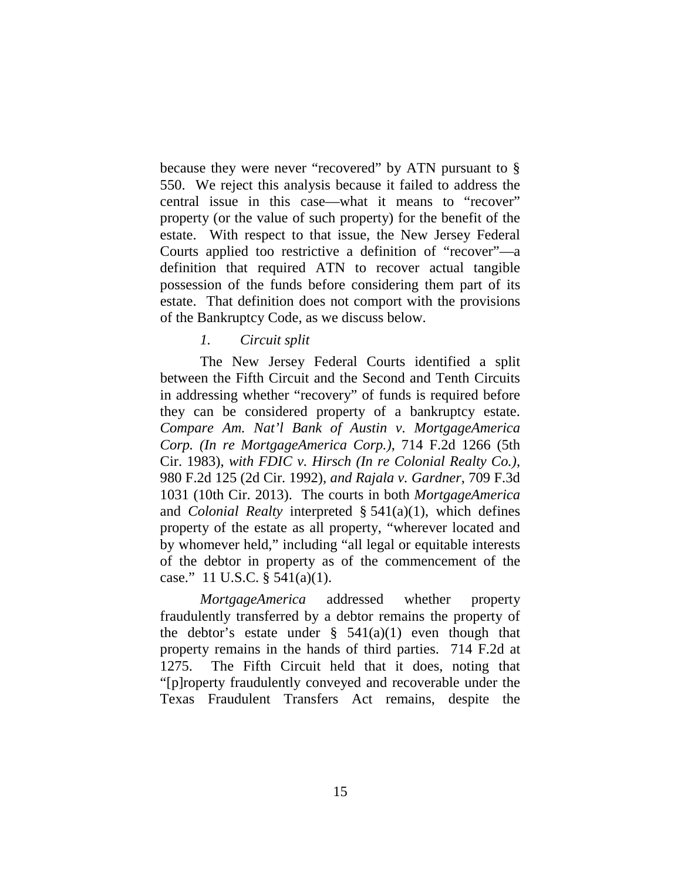because they were never "recovered" by ATN pursuant to § 550. We reject this analysis because it failed to address the central issue in this case—what it means to "recover" property (or the value of such property) for the benefit of the estate. With respect to that issue, the New Jersey Federal Courts applied too restrictive a definition of "recover"—a definition that required ATN to recover actual tangible possession of the funds before considering them part of its estate. That definition does not comport with the provisions of the Bankruptcy Code, as we discuss below.

*1. Circuit split*

The New Jersey Federal Courts identified a split between the Fifth Circuit and the Second and Tenth Circuits in addressing whether "recovery" of funds is required before they can be considered property of a bankruptcy estate. *Compare Am. Nat'l Bank of Austin v. MortgageAmerica Corp. (In re MortgageAmerica Corp.)*, 714 F.2d 1266 (5th Cir. 1983), *with FDIC v. Hirsch (In re Colonial Realty Co.)*, 980 F.2d 125 (2d Cir. 1992), *and Rajala v. Gardner*, 709 F.3d 1031 (10th Cir. 2013). The courts in both *MortgageAmerica* and *Colonial Realty* interpreted § 541(a)(1), which defines property of the estate as all property, "wherever located and by whomever held," including "all legal or equitable interests of the debtor in property as of the commencement of the case." 11 U.S.C. § 541(a)(1).

*MortgageAmerica* addressed whether property fraudulently transferred by a debtor remains the property of the debtor's estate under § 541(a)(1) even though that property remains in the hands of third parties. 714 F.2d at 1275. The Fifth Circuit held that it does, noting that "[p]roperty fraudulently conveyed and recoverable under the Texas Fraudulent Transfers Act remains, despite the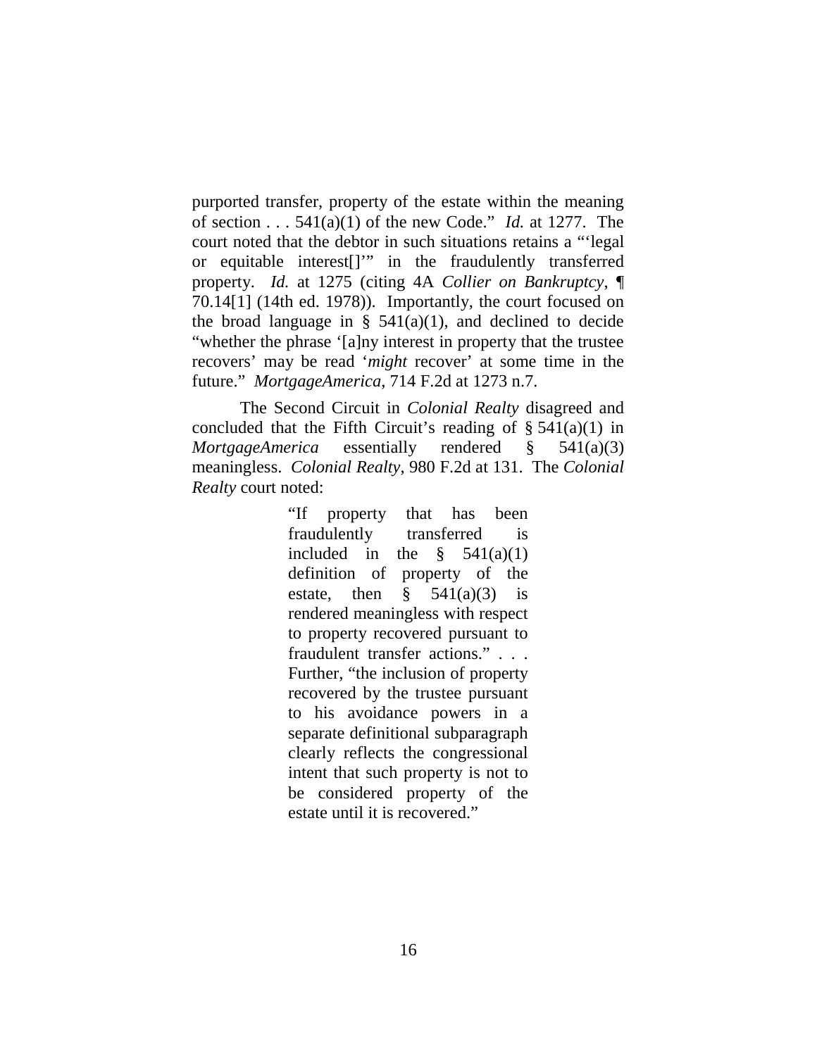purported transfer, property of the estate within the meaning of section . . . 541(a)(1) of the new Code." *Id.* at 1277. The court noted that the debtor in such situations retains a "'legal or equitable interest[]'" in the fraudulently transferred property. *Id.* at 1275 (citing 4A *Collier on Bankruptcy*, ¶ 70.14[1] (14th ed. 1978)). Importantly, the court focused on the broad language in § 541(a)(1), and declined to decide "whether the phrase '[a]ny interest in property that the trustee recovers' may be read '*might* recover' at some time in the future." *MortgageAmerica*, 714 F.2d at 1273 n.7.

The Second Circuit in *Colonial Realty* disagreed and concluded that the Fifth Circuit's reading of § 541(a)(1) in *MortgageAmerica* essentially rendered § 541(a)(3) meaningless. *Colonial Realty*, 980 F.2d at 131. The *Colonial Realty* court noted:

> "If property that has been fraudulently transferred is included in the § 541(a)(1) definition of property of the estate, then § 541(a)(3) is rendered meaningless with respect to property recovered pursuant to fraudulent transfer actions." . . . Further, "the inclusion of property recovered by the trustee pursuant to his avoidance powers in a separate definitional subparagraph clearly reflects the congressional intent that such property is not to be considered property of the estate until it is recovered."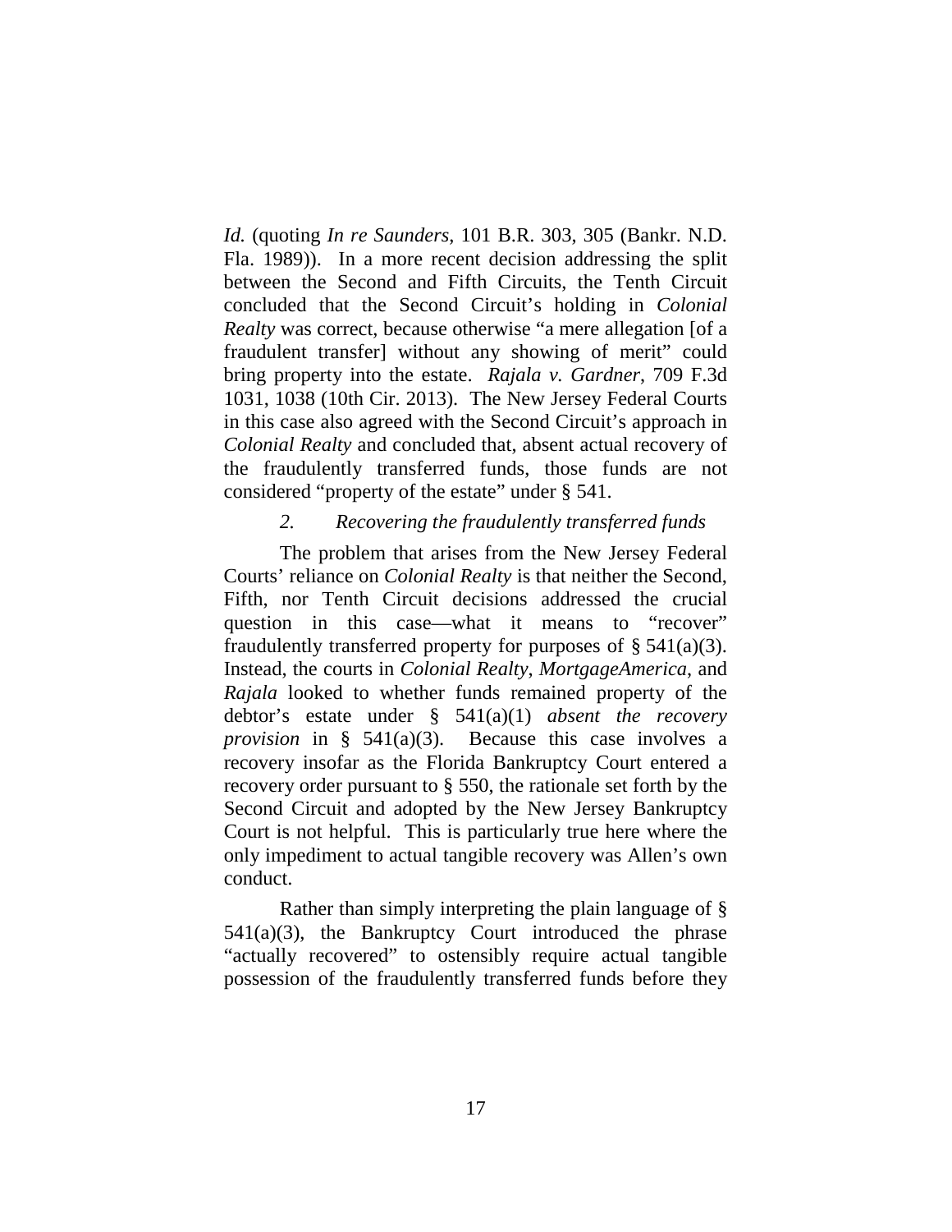*Id.* (quoting *In re Saunders*, 101 B.R. 303, 305 (Bankr. N.D. Fla. 1989)). In a more recent decision addressing the split between the Second and Fifth Circuits, the Tenth Circuit concluded that the Second Circuit's holding in *Colonial Realty* was correct, because otherwise "a mere allegation [of a fraudulent transfer] without any showing of merit" could bring property into the estate. *Rajala v. Gardner*, 709 F.3d 1031, 1038 (10th Cir. 2013). The New Jersey Federal Courts in this case also agreed with the Second Circuit's approach in *Colonial Realty* and concluded that, absent actual recovery of the fraudulently transferred funds, those funds are not considered "property of the estate" under § 541.

### *2. Recovering the fraudulently transferred funds*

The problem that arises from the New Jersey Federal Courts' reliance on *Colonial Realty* is that neither the Second, Fifth, nor Tenth Circuit decisions addressed the crucial question in this case—what it means to "recover" fraudulently transferred property for purposes of § 541(a)(3). Instead, the courts in *Colonial Realty*, *MortgageAmerica*, and *Rajala* looked to whether funds remained property of the debtor's estate under § 541(a)(1) *absent the recovery provision* in § 541(a)(3). Because this case involves a recovery insofar as the Florida Bankruptcy Court entered a recovery order pursuant to § 550, the rationale set forth by the Second Circuit and adopted by the New Jersey Bankruptcy Court is not helpful. This is particularly true here where the only impediment to actual tangible recovery was Allen's own conduct.

Rather than simply interpreting the plain language of § 541(a)(3), the Bankruptcy Court introduced the phrase "actually recovered" to ostensibly require actual tangible possession of the fraudulently transferred funds before they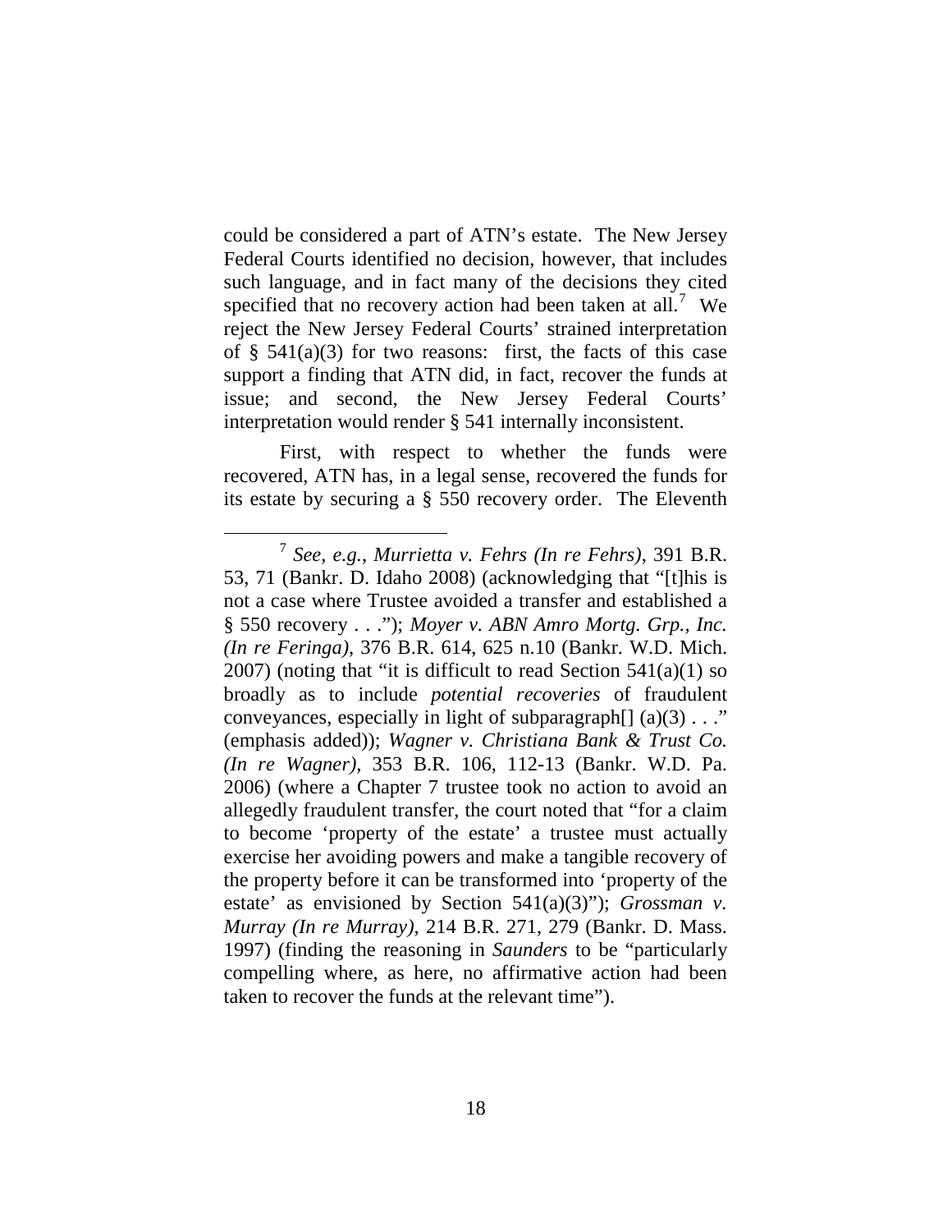could be considered a part of ATN's estate. The New Jersey Federal Courts identified no decision, however, that includes such language, and in fact many of the decisions they cited specified that no recovery action had been taken at all.[7] We reject the New Jersey Federal Courts' strained interpretation of § 541(a)(3) for two reasons: first, the facts of this case support a finding that ATN did, in fact, recover the funds at issue; and second, the New Jersey Federal Courts' interpretation would render § 541 internally inconsistent.

First, with respect to whether the funds were recovered, ATN has, in a legal sense, recovered the funds for its estate by securing a § 550 recovery order. The Eleventh

---

[7] *See, e.g.*, *Murrietta v. Fehrs (In re Fehrs)*, 391 B.R. 53, 71 (Bankr. D. Idaho 2008) (acknowledging that "[t]his is not a case where Trustee avoided a transfer and established a § 550 recovery . . ."); *Moyer v. ABN Amro Mortg. Grp., Inc. (In re Feringa)*, 376 B.R. 614, 625 n.10 (Bankr. W.D. Mich. 2007) (noting that "it is difficult to read Section 541(a)(1) so broadly as to include *potential recoveries* of fraudulent conveyances, especially in light of subparagraph[] (a)(3) . . ." (emphasis added)); *Wagner v. Christiana Bank & Trust Co. (In re Wagner)*, 353 B.R. 106, 112-13 (Bankr. W.D. Pa. 2006) (where a Chapter 7 trustee took no action to avoid an allegedly fraudulent transfer, the court noted that "for a claim to become 'property of the estate' a trustee must actually exercise her avoiding powers and make a tangible recovery of the property before it can be transformed into 'property of the estate' as envisioned by Section 541(a)(3)"); *Grossman v. Murray (In re Murray)*, 214 B.R. 271, 279 (Bankr. D. Mass. 1997) (finding the reasoning in *Saunders* to be "particularly compelling where, as here, no affirmative action had been taken to recover the funds at the relevant time").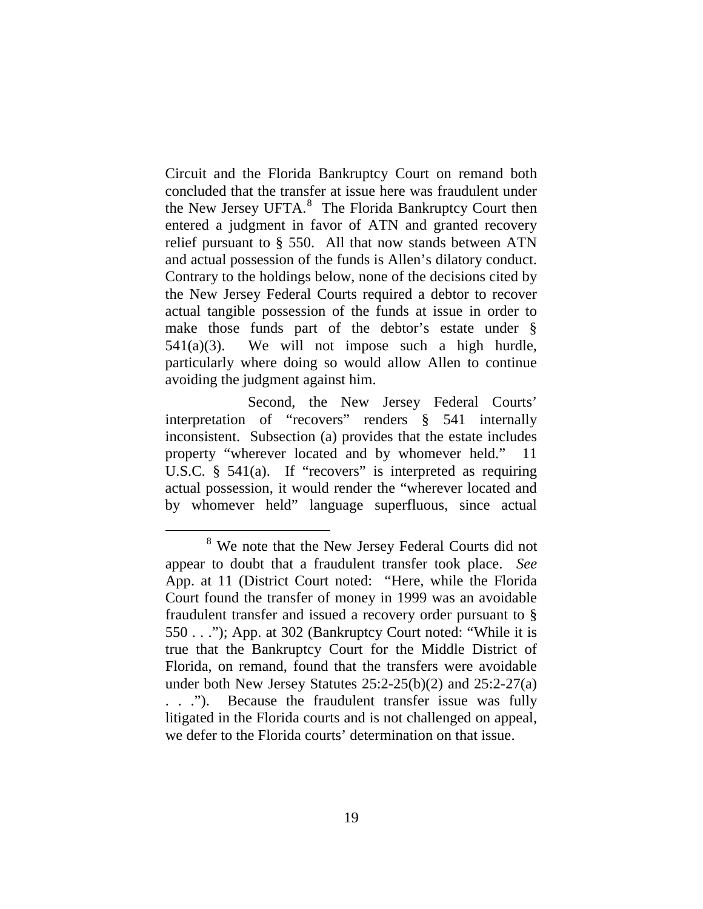Circuit and the Florida Bankruptcy Court on remand both concluded that the transfer at issue here was fraudulent under the New Jersey UFTA.[8] The Florida Bankruptcy Court then entered a judgment in favor of ATN and granted recovery relief pursuant to § 550. All that now stands between ATN and actual possession of the funds is Allen's dilatory conduct. Contrary to the holdings below, none of the decisions cited by the New Jersey Federal Courts required a debtor to recover actual tangible possession of the funds at issue in order to make those funds part of the debtor's estate under § 541(a)(3). We will not impose such a high hurdle, particularly where doing so would allow Allen to continue avoiding the judgment against him.

Second, the New Jersey Federal Courts' interpretation of "recovers" renders § 541 internally inconsistent. Subsection (a) provides that the estate includes property "wherever located and by whomever held." 11 U.S.C. § 541(a). If "recovers" is interpreted as requiring actual possession, it would render the "wherever located and by whomever held" language superfluous, since actual

[8] We note that the New Jersey Federal Courts did not appear to doubt that a fraudulent transfer took place. *See* App. at 11 (District Court noted: "Here, while the Florida Court found the transfer of money in 1999 was an avoidable fraudulent transfer and issued a recovery order pursuant to § 550 . . ."); App. at 302 (Bankruptcy Court noted: "While it is true that the Bankruptcy Court for the Middle District of Florida, on remand, found that the transfers were avoidable under both New Jersey Statutes 25:2-25(b)(2) and 25:2-27(a) . . ."). Because the fraudulent transfer issue was fully litigated in the Florida courts and is not challenged on appeal, we defer to the Florida courts' determination on that issue.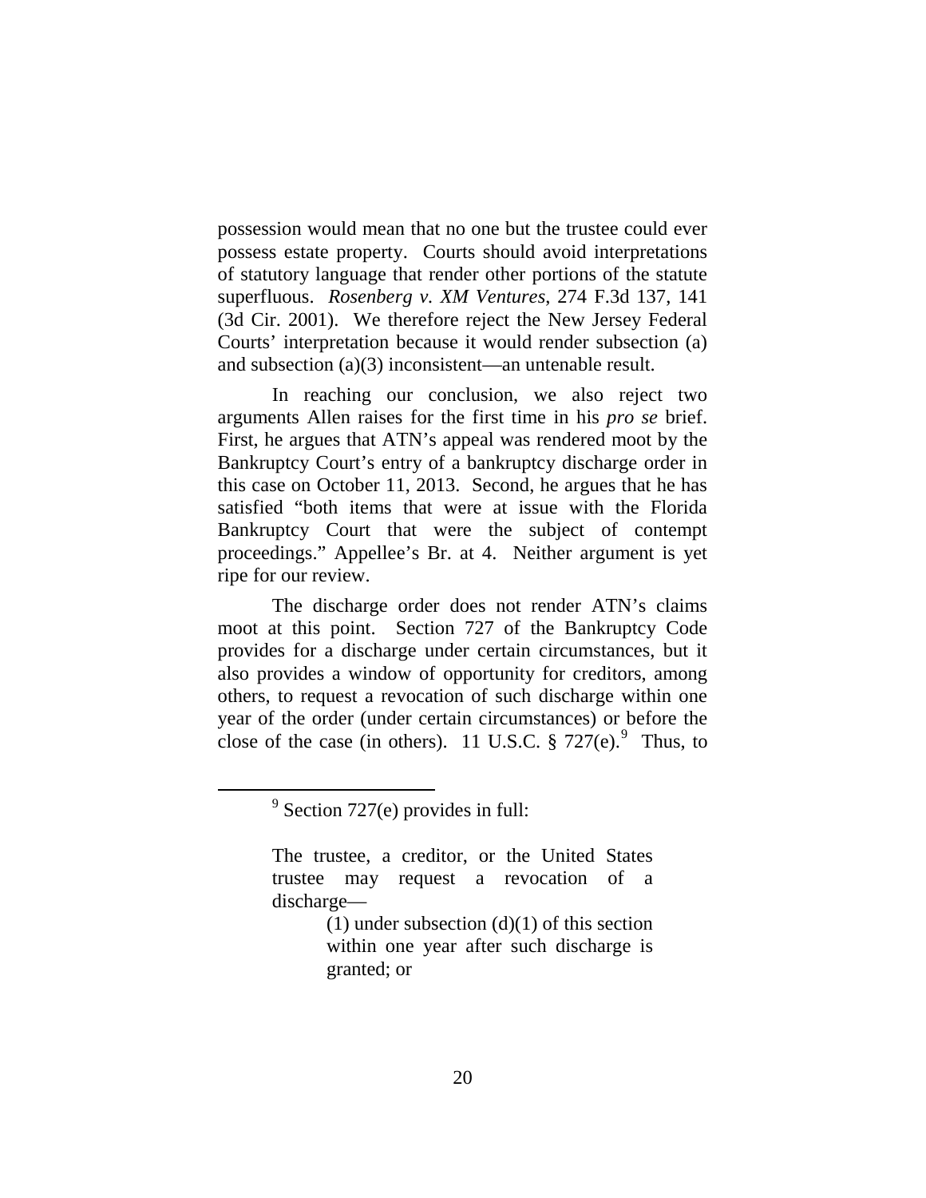possession would mean that no one but the trustee could ever possess estate property. Courts should avoid interpretations of statutory language that render other portions of the statute superfluous. *Rosenberg v. XM Ventures*, 274 F.3d 137, 141 (3d Cir. 2001). We therefore reject the New Jersey Federal Courts' interpretation because it would render subsection (a) and subsection (a)(3) inconsistent—an untenable result.

In reaching our conclusion, we also reject two arguments Allen raises for the first time in his *pro se* brief. First, he argues that ATN's appeal was rendered moot by the Bankruptcy Court's entry of a bankruptcy discharge order in this case on October 11, 2013. Second, he argues that he has satisfied "both items that were at issue with the Florida Bankruptcy Court that were the subject of contempt proceedings." Appellee's Br. at 4. Neither argument is yet ripe for our review.

The discharge order does not render ATN's claims moot at this point. Section 727 of the Bankruptcy Code provides for a discharge under certain circumstances, but it also provides a window of opportunity for creditors, among others, to request a revocation of such discharge within one year of the order (under certain circumstances) or before the close of the case (in others). 11 U.S.C. § 727(e).[9] Thus, to

---

[9] Section 727(e) provides in full:

> The trustee, a creditor, or the United States trustee may request a revocation of a discharge—
>
> > (1) under subsection (d)(1) of this section within one year after such discharge is granted; or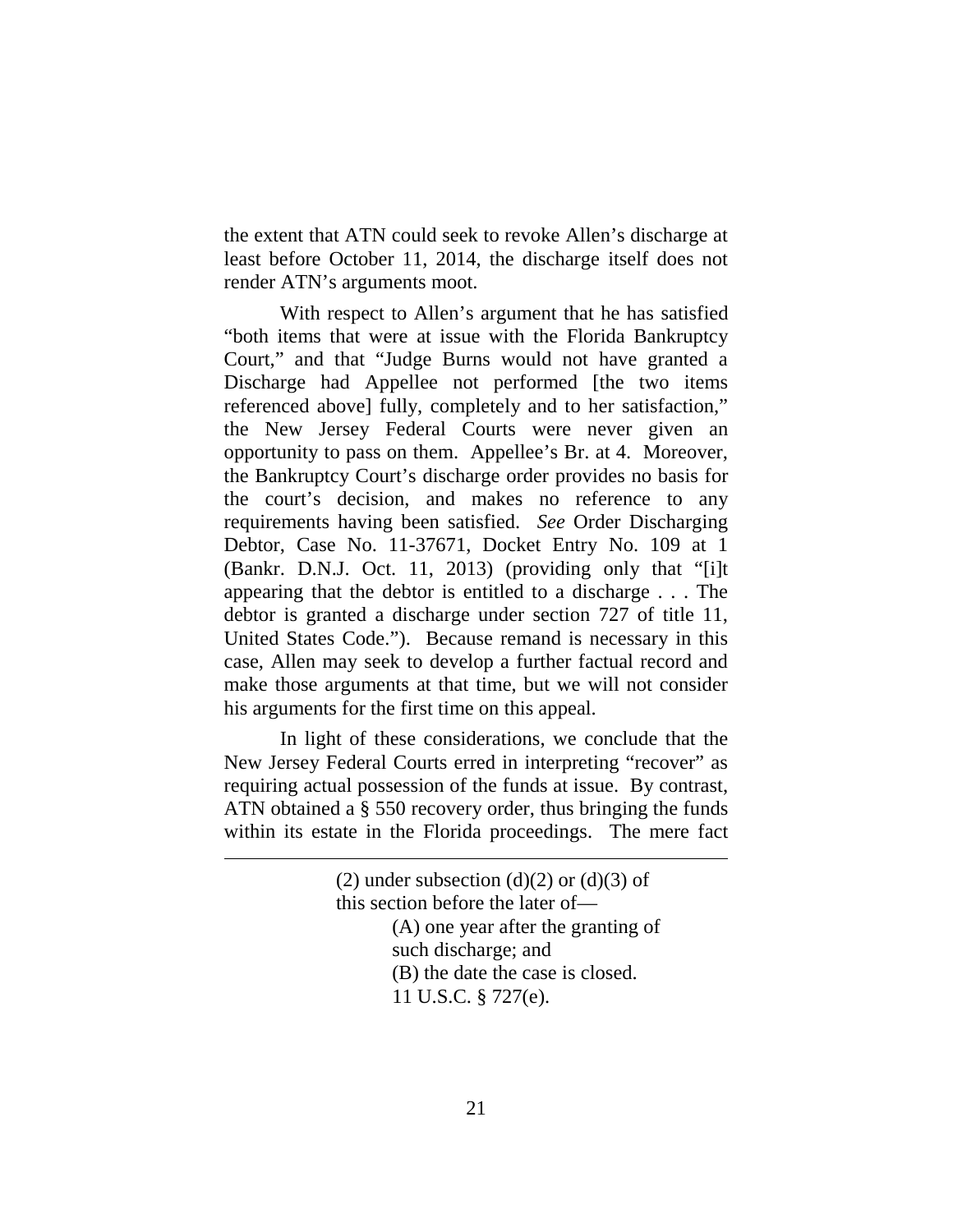the extent that ATN could seek to revoke Allen's discharge at least before October 11, 2014, the discharge itself does not render ATN's arguments moot.

With respect to Allen's argument that he has satisfied "both items that were at issue with the Florida Bankruptcy Court," and that "Judge Burns would not have granted a Discharge had Appellee not performed [the two items referenced above] fully, completely and to her satisfaction," the New Jersey Federal Courts were never given an opportunity to pass on them. Appellee's Br. at 4. Moreover, the Bankruptcy Court's discharge order provides no basis for the court's decision, and makes no reference to any requirements having been satisfied. *See* Order Discharging Debtor, Case No. 11-37671, Docket Entry No. 109 at 1 (Bankr. D.N.J. Oct. 11, 2013) (providing only that "[i]t appearing that the debtor is entitled to a discharge . . . The debtor is granted a discharge under section 727 of title 11, United States Code."). Because remand is necessary in this case, Allen may seek to develop a further factual record and make those arguments at that time, but we will not consider his arguments for the first time on this appeal.

In light of these considerations, we conclude that the New Jersey Federal Courts erred in interpreting "recover" as requiring actual possession of the funds at issue. By contrast, ATN obtained a § 550 recovery order, thus bringing the funds within its estate in the Florida proceedings. The mere fact

---

> (2) under subsection (d)(2) or (d)(3) of this section before the later of—
>
> > (A) one year after the granting of such discharge; and
> >
> > (B) the date the case is closed.
> >
> > 11 U.S.C. § 727(e).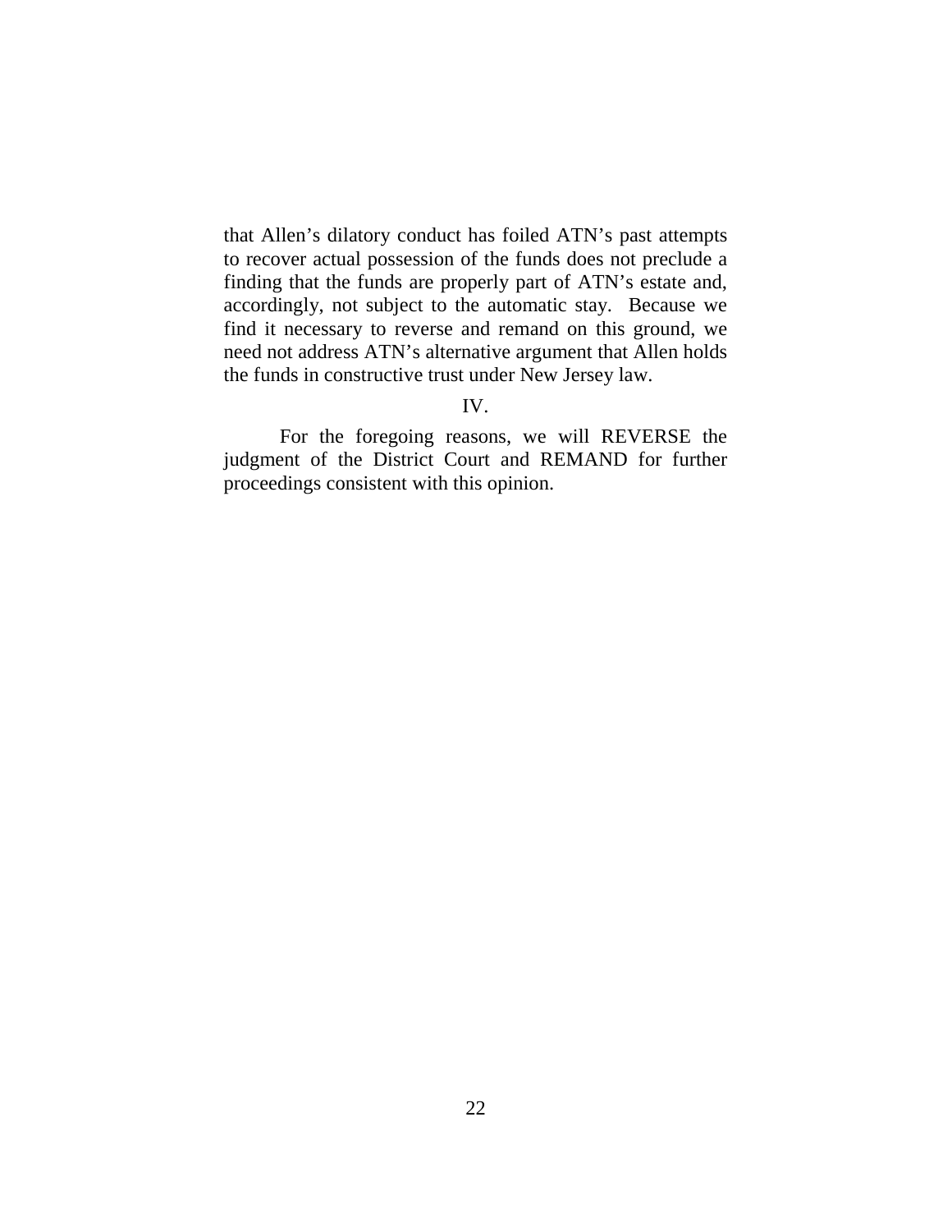that Allen's dilatory conduct has foiled ATN's past attempts to recover actual possession of the funds does not preclude a finding that the funds are properly part of ATN's estate and, accordingly, not subject to the automatic stay. Because we find it necessary to reverse and remand on this ground, we need not address ATN's alternative argument that Allen holds the funds in constructive trust under New Jersey law.

IV.

For the foregoing reasons, we will REVERSE the judgment of the District Court and REMAND for further proceedings consistent with this opinion.